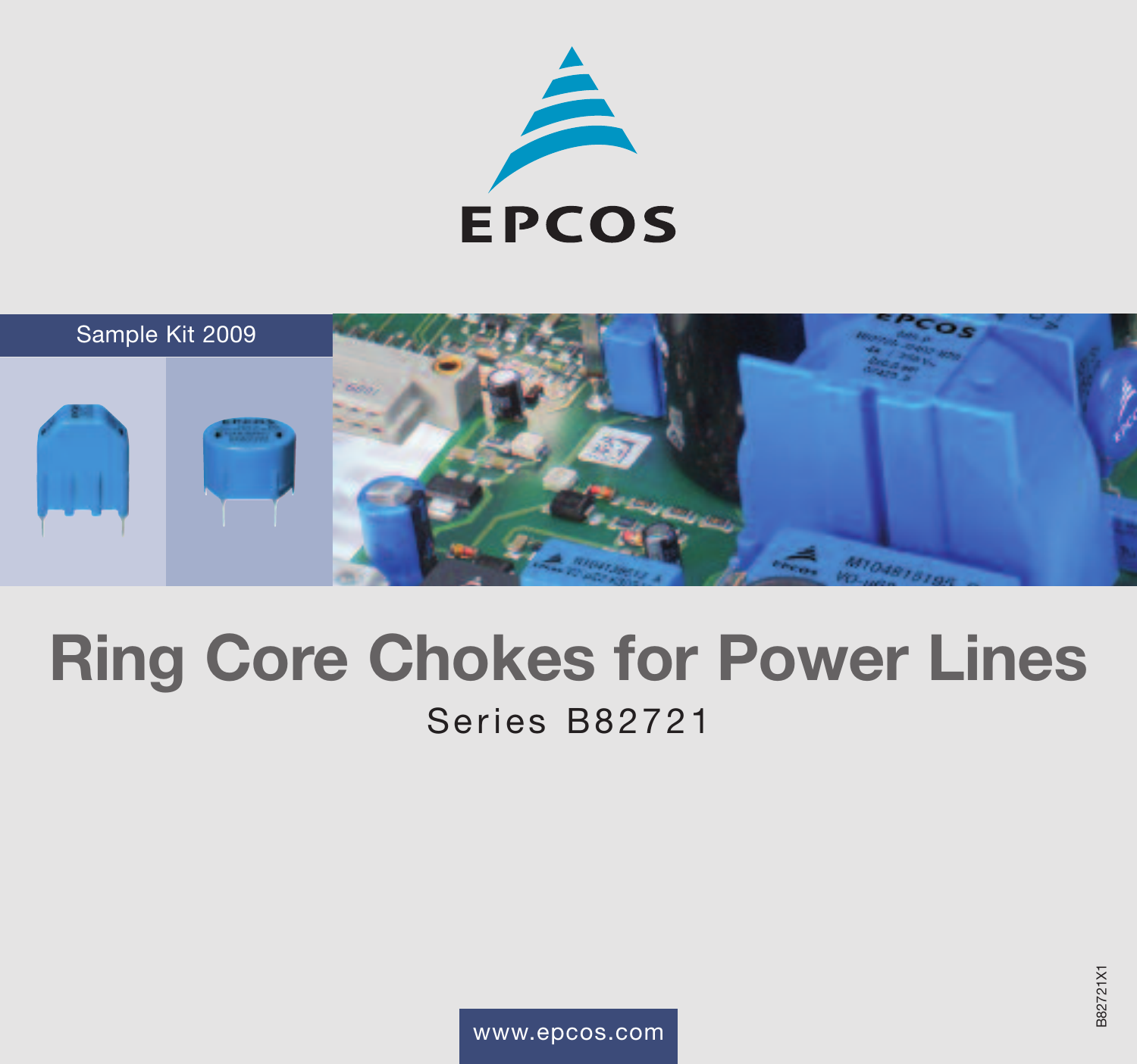EPCOS

Sample Kit 2009

# Ring Core Chokes for Power Lines

## Series B82721

www.epcos.com

B82721X1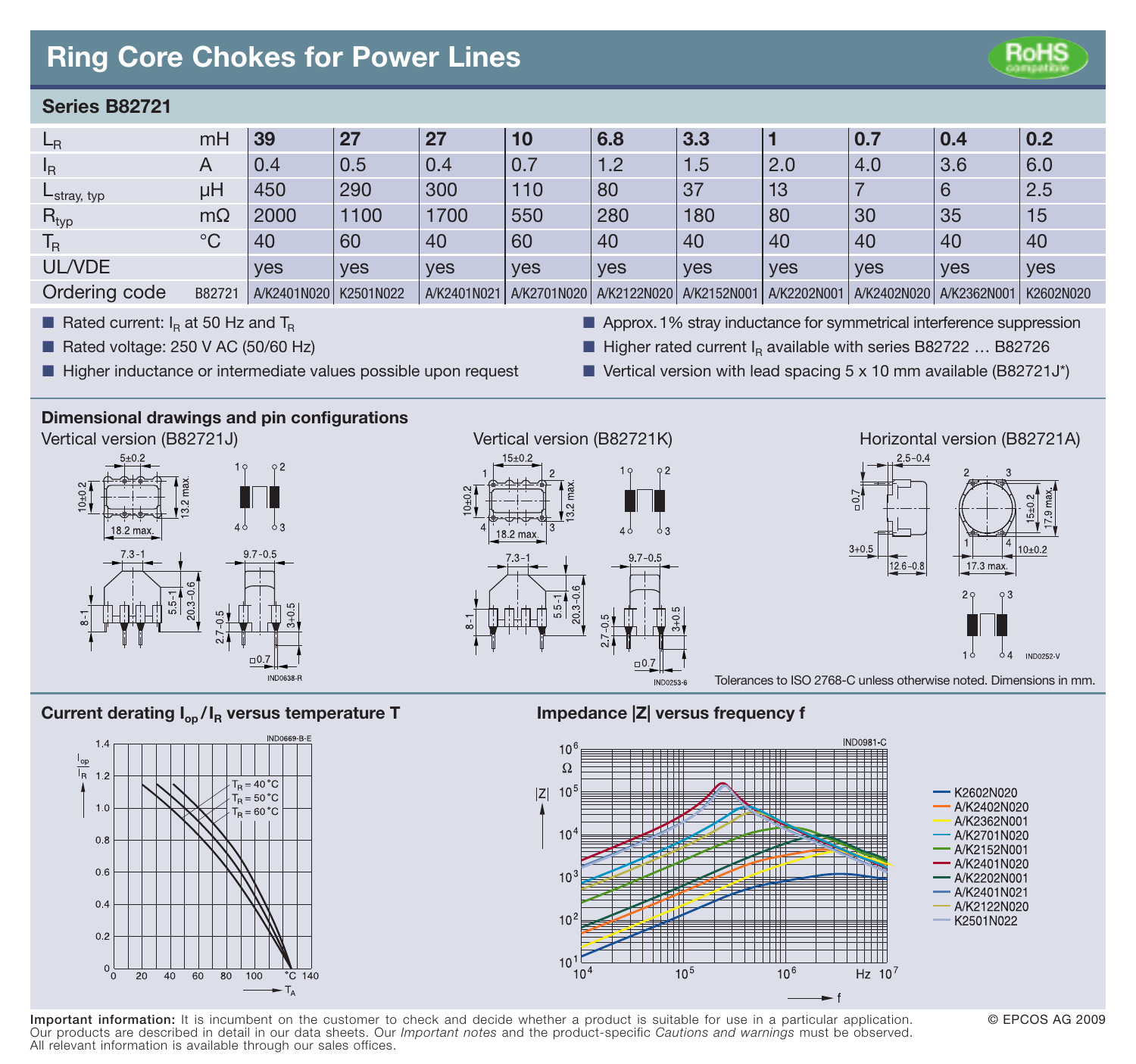# Ring Core Chokes for Power Lines

RoHS compatible

## Series B82721

| | | | | | | | | | | | |
|---|---|---|---|---|---|---|---|---|---|---|---|
| $L_R$ | mH | **39** | **27** | **27** | **10** | **6.8** | **3.3** | **1** | **0.7** | **0.4** | **0.2** |
| $I_R$ | A | 0.4 | 0.5 | 0.4 | 0.7 | 1.2 | 1.5 | 2.0 | 4.0 | 3.6 | 6.0 |
| $L_{stray, typ}$ | µH | 450 | 290 | 300 | 110 | 80 | 37 | 13 | 7 | 6 | 2.5 |
| $R_{typ}$ | mΩ | 2000 | 1100 | 1700 | 550 | 280 | 180 | 80 | 30 | 35 | 15 |
| $T_R$ | °C | 40 | 60 | 40 | 60 | 40 | 40 | 40 | 40 | 40 | 40 |
| UL/VDE | | yes | yes | yes | yes | yes | yes | yes | yes | yes | yes |
| Ordering code | B82721 | A/K2401N020 | K2501N022 | A/K2401N021 | A/K2701N020 | A/K2122N020 | A/K2152N001 | A/K2202N001 | A/K2402N020 | A/K2362N001 | K2602N020 |

- Rated current: $I_R$ at 50 Hz and $T_R$
- Rated voltage: 250 V AC (50/60 Hz)
- Higher inductance or intermediate values possible upon request
- Approx. 1% stray inductance for symmetrical interference suppression
- Higher rated current $I_R$ available with series B82722 … B82726
- Vertical version with lead spacing 5 x 10 mm available (B82721J*)

## Dimensional drawings and pin configurations

Vertical version (B82721J)

5±0.2
10±0.2
13.2 max.
18.2 max.
7.3-1
9.7-0.5
8-1
5.5-1
20.3-0.6
2.7-0.5
3+0.5
□0.7
1 2 4 3
IND0638-R

Vertical version (B82721K)

15±0.2
10±0.2
13.2 max.
18.2 max.
7.3-1
9.7-0.5
8-1
5.5-1
20.3-0.6
2.7-0.5
3+0.5
□0.7
1 2 4 3
IND0253-6

Horizontal version (B82721A)

2.5-0.4
□0.7
3+0.5
12.6-0.8
15±0.2
17.9 max.
10±0.2
17.3 max.
2 3 1 4
IND0252-V

Tolerances to ISO 2768-C unless otherwise noted. Dimensions in mm.

## Current derating $I_{op}/I_R$ versus temperature T

IND0669-B-E

$\frac{I_{op}}{I_R}$

$T_R$ = 40 °C
$T_R$ = 50 °C
$T_R$ = 60 °C

0, 0.2, 0.4, 0.6, 0.8, 1.0, 1.2, 1.4
0, 20, 40, 60, 80, 100, °C 140
$T_A$

## Impedance |Z| versus frequency f

IND0981-C

|Z|
Ω
$10^1$, $10^2$, $10^3$, $10^4$, $10^5$, $10^6$
$10^4$, $10^5$, $10^6$, Hz $10^7$
f

K2602N020
A/K2402N020
A/K2362N001
A/K2701N020
A/K2152N001
A/K2401N020
A/K2202N001
A/K2401N021
A/K2122N020
K2501N022

**Important information:** It is incumbent on the customer to check and decide whether a product is suitable for use in a particular application. Our products are described in detail in our data sheets. Our *Important notes* and the product-specific *Cautions and warnings* must be observed. All relevant information is available through our sales offices.

© EPCOS AG 2009